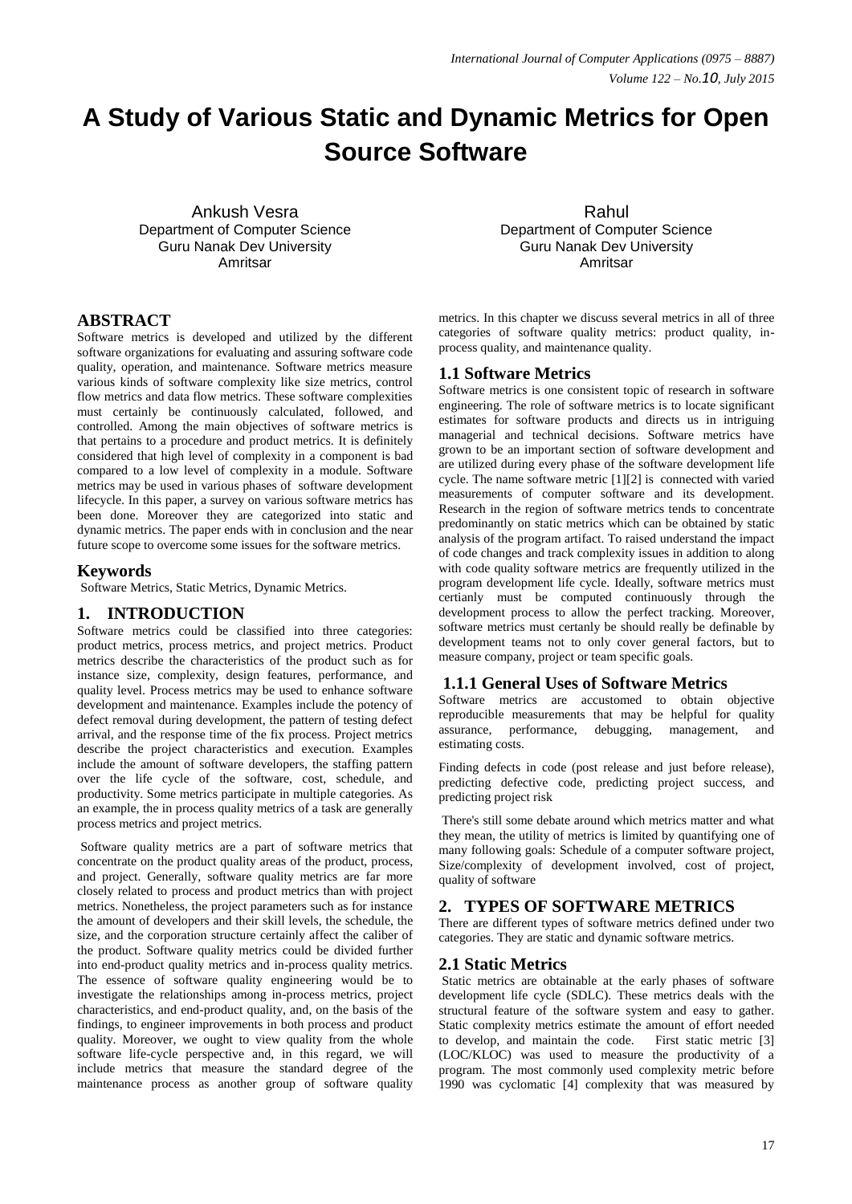# A Study of Various Static and Dynamic Metrics for Open Source Software

Ankush Vesra
Department of Computer Science
Guru Nanak Dev University
Amritsar

Rahul
Department of Computer Science
Guru Nanak Dev University
Amritsar

## ABSTRACT

Software metrics is developed and utilized by the different software organizations for evaluating and assuring software code quality, operation, and maintenance. Software metrics measure various kinds of software complexity like size metrics, control flow metrics and data flow metrics. These software complexities must certainly be continuously calculated, followed, and controlled. Among the main objectives of software metrics is that pertains to a procedure and product metrics. It is definitely considered that high level of complexity in a component is bad compared to a low level of complexity in a module. Software metrics may be used in various phases of software development lifecycle. In this paper, a survey on various software metrics has been done. Moreover they are categorized into static and dynamic metrics. The paper ends with in conclusion and the near future scope to overcome some issues for the software metrics.

## Keywords

Software Metrics, Static Metrics, Dynamic Metrics.

## 1. INTRODUCTION

Software metrics could be classified into three categories: product metrics, process metrics, and project metrics. Product metrics describe the characteristics of the product such as for instance size, complexity, design features, performance, and quality level. Process metrics may be used to enhance software development and maintenance. Examples include the potency of defect removal during development, the pattern of testing defect arrival, and the response time of the fix process. Project metrics describe the project characteristics and execution. Examples include the amount of software developers, the staffing pattern over the life cycle of the software, cost, schedule, and productivity. Some metrics participate in multiple categories. As an example, the in process quality metrics of a task are generally process metrics and project metrics.

Software quality metrics are a part of software metrics that concentrate on the product quality areas of the product, process, and project. Generally, software quality metrics are far more closely related to process and product metrics than with project metrics. Nonetheless, the project parameters such as for instance the amount of developers and their skill levels, the schedule, the size, and the corporation structure certainly affect the caliber of the product. Software quality metrics could be divided further into end-product quality metrics and in-process quality metrics. The essence of software quality engineering would be to investigate the relationships among in-process metrics, project characteristics, and end-product quality, and, on the basis of the findings, to engineer improvements in both process and product quality. Moreover, we ought to view quality from the whole software life-cycle perspective and, in this regard, we will include metrics that measure the standard degree of the maintenance process as another group of software quality metrics. In this chapter we discuss several metrics in all of three categories of software quality metrics: product quality, in-process quality, and maintenance quality.

### 1.1 Software Metrics

Software metrics is one consistent topic of research in software engineering. The role of software metrics is to locate significant estimates for software products and directs us in intriguing managerial and technical decisions. Software metrics have grown to be an important section of software development and are utilized during every phase of the software development life cycle. The name software metric [1][2] is connected with varied measurements of computer software and its development. Research in the region of software metrics tends to concentrate predominantly on static metrics which can be obtained by static analysis of the program artifact. To raised understand the impact of code changes and track complexity issues in addition to along with code quality software metrics are frequently utilized in the program development life cycle. Ideally, software metrics must certianly must be computed continuously through the development process to allow the perfect tracking. Moreover, software metrics must certanly be should really be definable by development teams not to only cover general factors, but to measure company, project or team specific goals.

#### 1.1.1 General Uses of Software Metrics

Software metrics are accustomed to obtain objective reproducible measurements that may be helpful for quality assurance, performance, debugging, management, and estimating costs.

Finding defects in code (post release and just before release), predicting defective code, predicting project success, and predicting project risk

There's still some debate around which metrics matter and what they mean, the utility of metrics is limited by quantifying one of many following goals: Schedule of a computer software project, Size/complexity of development involved, cost of project, quality of software

## 2. TYPES OF SOFTWARE METRICS

There are different types of software metrics defined under two categories. They are static and dynamic software metrics.

### 2.1 Static Metrics

Static metrics are obtainable at the early phases of software development life cycle (SDLC). These metrics deals with the structural feature of the software system and easy to gather. Static complexity metrics estimate the amount of effort needed to develop, and maintain the code. First static metric [3] (LOC/KLOC) was used to measure the productivity of a program. The most commonly used complexity metric before 1990 was cyclomatic [4] complexity that was measured by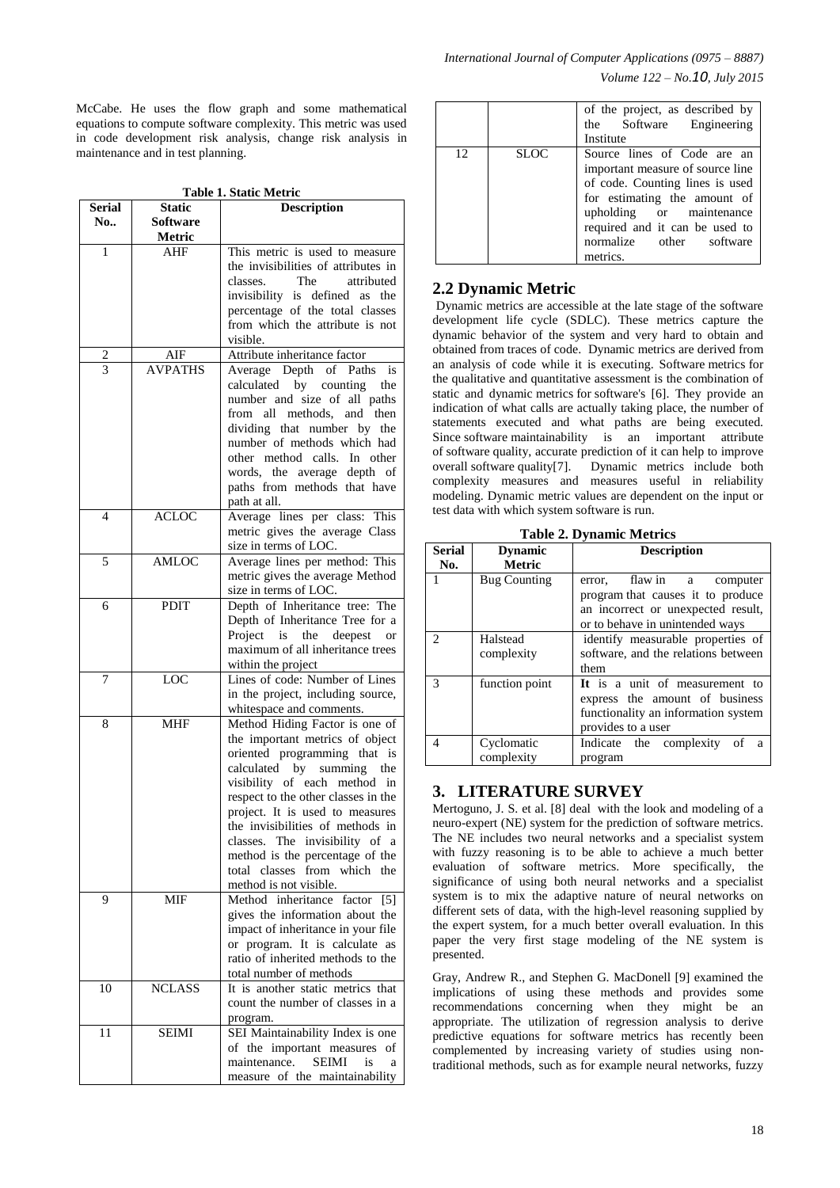McCabe. He uses the flow graph and some mathematical equations to compute software complexity. This metric was used in code development risk analysis, change risk analysis in maintenance and in test planning.

**Table 1. Static Metric**

| Serial No.. | Static Software Metric | Description |
|---|---|---|
| 1 | AHF | This metric is used to measure the invisibilities of attributes in classes. The attributed invisibility is defined as the percentage of the total classes from which the attribute is not visible. |
| 2 | AIF | Attribute inheritance factor |
| 3 | AVPATHS | Average Depth of Paths is calculated by counting the number and size of all paths from all methods, and then dividing that number by the number of methods which had other method calls. In other words, the average depth of paths from methods that have path at all. |
| 4 | ACLOC | Average lines per class: This metric gives the average Class size in terms of LOC. |
| 5 | AMLOC | Average lines per method: This metric gives the average Method size in terms of LOC. |
| 6 | PDIT | Depth of Inheritance tree: The Depth of Inheritance Tree for a Project is the deepest or maximum of all inheritance trees within the project |
| 7 | LOC | Lines of code: Number of Lines in the project, including source, whitespace and comments. |
| 8 | MHF | Method Hiding Factor is one of the important metrics of object oriented programming that is calculated by summing the visibility of each method in respect to the other classes in the project. It is used to measures the invisibilities of methods in classes. The invisibility of a method is the percentage of the total classes from which the method is not visible. |
| 9 | MIF | Method inheritance factor [5] gives the information about the impact of inheritance in your file or program. It is calculate as ratio of inherited methods to the total number of methods |
| 10 | NCLASS | It is another static metrics that count the number of classes in a program. |
| 11 | SEIMI | SEI Maintainability Index is one of the important measures of maintenance. SEIMI is a measure of the maintainability of the project, as described by the Software Engineering Institute |
| 12 | SLOC | Source lines of Code are an important measure of source line of code. Counting lines is used for estimating the amount of upholding or maintenance required and it can be used to normalize other software metrics. |

## 2.2 Dynamic Metric

Dynamic metrics are accessible at the late stage of the software development life cycle (SDLC). These metrics capture the dynamic behavior of the system and very hard to obtain and obtained from traces of code. Dynamic metrics are derived from an analysis of code while it is executing. Software metrics for the qualitative and quantitative assessment is the combination of static and dynamic metrics for software's [6]. They provide an indication of what calls are actually taking place, the number of statements executed and what paths are being executed. Since software maintainability is an important attribute of software quality, accurate prediction of it can help to improve overall software quality[7]. Dynamic metrics include both complexity measures and measures useful in reliability modeling. Dynamic metric values are dependent on the input or test data with which system software is run.

**Table 2. Dynamic Metrics**

| Serial No. | Dynamic Metric | Description |
|---|---|---|
| 1 | Bug Counting | error, flaw in a computer program that causes it to produce an incorrect or unexpected result, or to behave in unintended ways |
| 2 | Halstead complexity | identify measurable properties of software, and the relations between them |
| 3 | function point | **It** is a unit of measurement to express the amount of business functionality an information system provides to a user |
| 4 | Cyclomatic complexity | Indicate the complexity of a program |

## 3. LITERATURE SURVEY

Mertoguno, J. S. et al. [8] deal with the look and modeling of a neuro-expert (NE) system for the prediction of software metrics. The NE includes two neural networks and a specialist system with fuzzy reasoning is to be able to achieve a much better evaluation of software metrics. More specifically, the significance of using both neural networks and a specialist system is to mix the adaptive nature of neural networks on different sets of data, with the high-level reasoning supplied by the expert system, for a much better overall evaluation. In this paper the very first stage modeling of the NE system is presented.

Gray, Andrew R., and Stephen G. MacDonell [9] examined the implications of using these methods and provides some recommendations concerning when they might be an appropriate. The utilization of regression analysis to derive predictive equations for software metrics has recently been complemented by increasing variety of studies using non-traditional methods, such as for example neural networks, fuzzy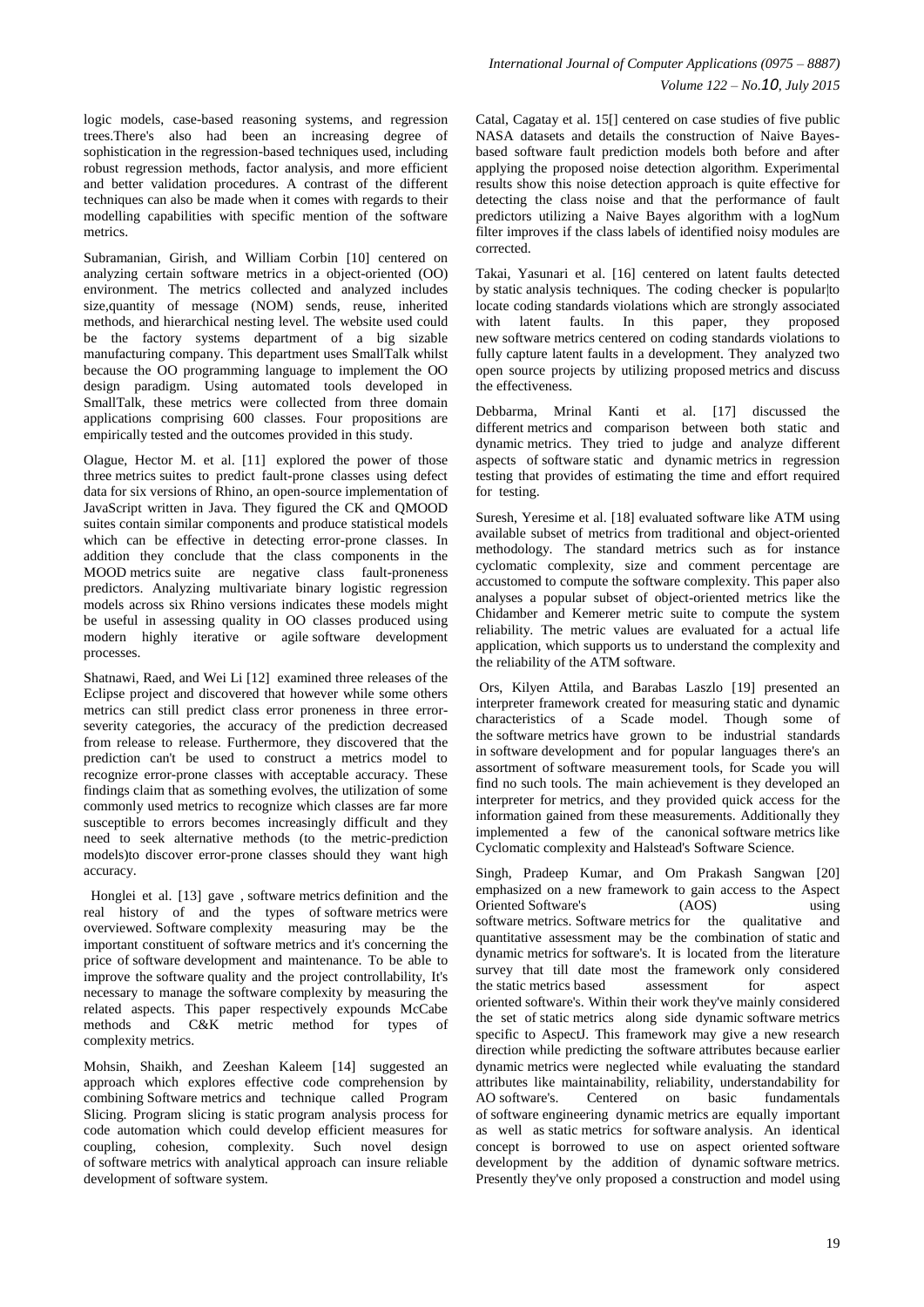logic models, case-based reasoning systems, and regression trees.There's also had been an increasing degree of sophistication in the regression-based techniques used, including robust regression methods, factor analysis, and more efficient and better validation procedures. A contrast of the different techniques can also be made when it comes with regards to their modelling capabilities with specific mention of the software metrics.

Subramanian, Girish, and William Corbin [10] centered on analyzing certain software metrics in a object-oriented (OO) environment. The metrics collected and analyzed includes size,quantity of message (NOM) sends, reuse, inherited methods, and hierarchical nesting level. The website used could be the factory systems department of a big sizable manufacturing company. This department uses SmallTalk whilst because the OO programming language to implement the OO design paradigm. Using automated tools developed in SmallTalk, these metrics were collected from three domain applications comprising 600 classes. Four propositions are empirically tested and the outcomes provided in this study.

Olague, Hector M. et al. [11] explored the power of those three metrics suites to predict fault-prone classes using defect data for six versions of Rhino, an open-source implementation of JavaScript written in Java. They figured the CK and QMOOD suites contain similar components and produce statistical models which can be effective in detecting error-prone classes. In addition they conclude that the class components in the MOOD metrics suite are negative class fault-proneness predictors. Analyzing multivariate binary logistic regression models across six Rhino versions indicates these models might be useful in assessing quality in OO classes produced using modern highly iterative or agile software development processes.

Shatnawi, Raed, and Wei Li [12] examined three releases of the Eclipse project and discovered that however while some others metrics can still predict class error proneness in three error-severity categories, the accuracy of the prediction decreased from release to release. Furthermore, they discovered that the prediction can't be used to construct a metrics model to recognize error-prone classes with acceptable accuracy. These findings claim that as something evolves, the utilization of some commonly used metrics to recognize which classes are far more susceptible to errors becomes increasingly difficult and they need to seek alternative methods (to the metric-prediction models)to discover error-prone classes should they want high accuracy.

Honglei et al. [13] gave , software metrics definition and the real history of and the types of software metrics were overviewed. Software complexity measuring may be the important constituent of software metrics and it's concerning the price of software development and maintenance. To be able to improve the software quality and the project controllability, It's necessary to manage the software complexity by measuring the related aspects. This paper respectively expounds McCabe methods and C&K metric method for types of complexity metrics.

Mohsin, Shaikh, and Zeeshan Kaleem [14] suggested an approach which explores effective code comprehension by combining Software metrics and technique called Program Slicing. Program slicing is static program analysis process for code automation which could develop efficient measures for coupling, cohesion, complexity. Such novel design of software metrics with analytical approach can insure reliable development of software system.

Catal, Cagatay et al. 15[] centered on case studies of five public NASA datasets and details the construction of Naive Bayes-based software fault prediction models both before and after applying the proposed noise detection algorithm. Experimental results show this noise detection approach is quite effective for detecting the class noise and that the performance of fault predictors utilizing a Naive Bayes algorithm with a logNum filter improves if the class labels of identified noisy modules are corrected.

Takai, Yasunari et al. [16] centered on latent faults detected by static analysis techniques. The coding checker is popular|to locate coding standards violations which are strongly associated with latent faults. In this paper, they proposed new software metrics centered on coding standards violations to fully capture latent faults in a development. They analyzed two open source projects by utilizing proposed metrics and discuss the effectiveness.

Debbarma, Mrinal Kanti et al. [17] discussed the different metrics and comparison between both static and dynamic metrics. They tried to judge and analyze different aspects of software static and dynamic metrics in regression testing that provides of estimating the time and effort required for testing.

Suresh, Yeresime et al. [18] evaluated software like ATM using available subset of metrics from traditional and object-oriented methodology. The standard metrics such as for instance cyclomatic complexity, size and comment percentage are accustomed to compute the software complexity. This paper also analyses a popular subset of object-oriented metrics like the Chidamber and Kemerer metric suite to compute the system reliability. The metric values are evaluated for a actual life application, which supports us to understand the complexity and the reliability of the ATM software.

Ors, Kilyen Attila, and Barabas Laszlo [19] presented an interpreter framework created for measuring static and dynamic characteristics of a Scade model. Though some of the software metrics have grown to be industrial standards in software development and for popular languages there's an assortment of software measurement tools, for Scade you will find no such tools. The main achievement is they developed an interpreter for metrics, and they provided quick access for the information gained from these measurements. Additionally they implemented a few of the canonical software metrics like Cyclomatic complexity and Halstead's Software Science.

Singh, Pradeep Kumar, and Om Prakash Sangwan [20] emphasized on a new framework to gain access to the Aspect Oriented Software's (AOS) using software metrics. Software metrics for the qualitative and quantitative assessment may be the combination of static and dynamic metrics for software's. It is located from the literature survey that till date most the framework only considered the static metrics based assessment for aspect oriented software's. Within their work they've mainly considered the set of static metrics along side dynamic software metrics specific to AspectJ. This framework may give a new research direction while predicting the software attributes because earlier dynamic metrics were neglected while evaluating the standard attributes like maintainability, reliability, understandability for AO software's. Centered on basic fundamentals of software engineering dynamic metrics are equally important as well as static metrics for software analysis. An identical concept is borrowed to use on aspect oriented software development by the addition of dynamic software metrics. Presently they've only proposed a construction and model using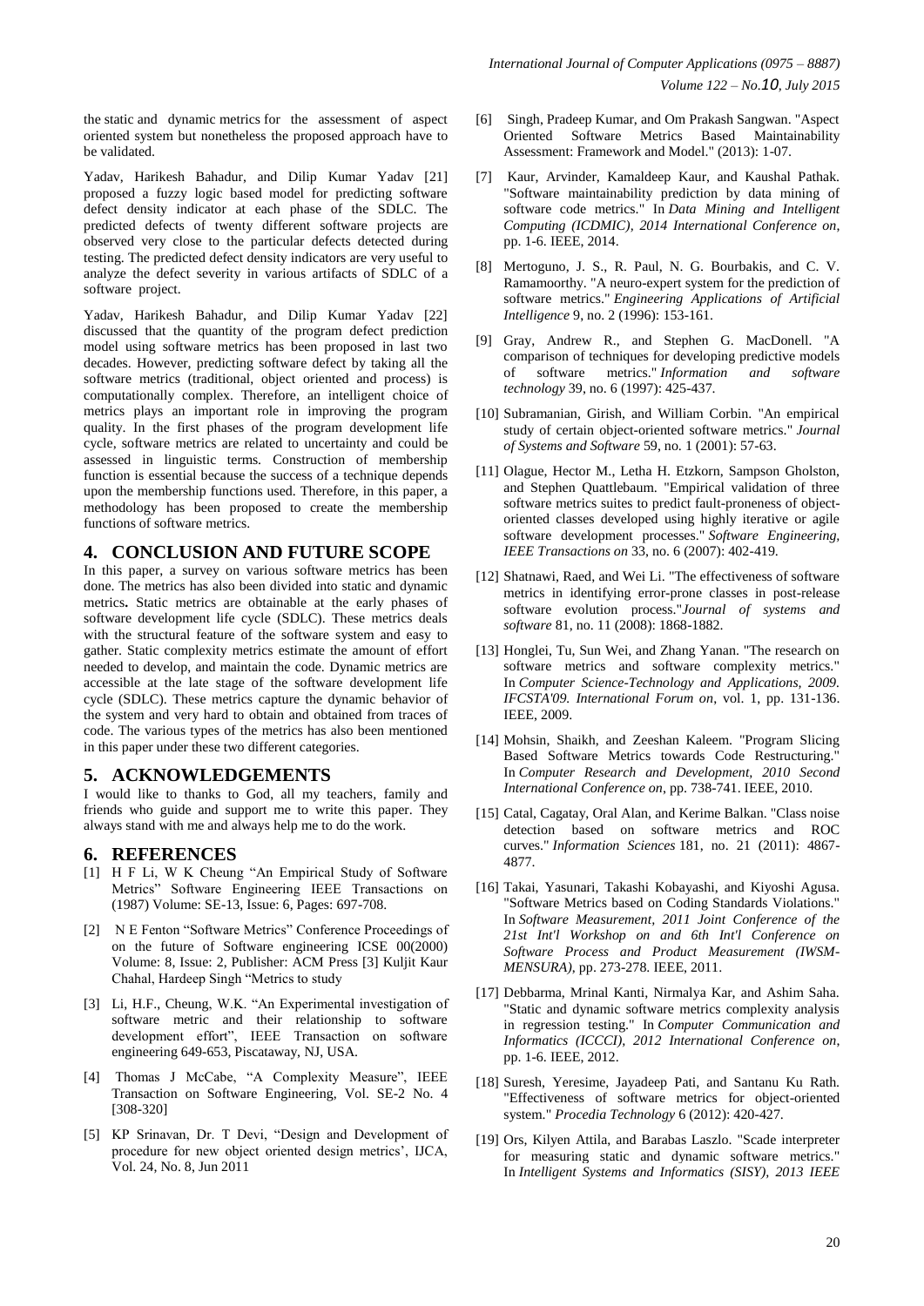the static and dynamic metrics for the assessment of aspect oriented system but nonetheless the proposed approach have to be validated.

Yadav, Harikesh Bahadur, and Dilip Kumar Yadav [21] proposed a fuzzy logic based model for predicting software defect density indicator at each phase of the SDLC. The predicted defects of twenty different software projects are observed very close to the particular defects detected during testing. The predicted defect density indicators are very useful to analyze the defect severity in various artifacts of SDLC of a software project.

Yadav, Harikesh Bahadur, and Dilip Kumar Yadav [22] discussed that the quantity of the program defect prediction model using software metrics has been proposed in last two decades. However, predicting software defect by taking all the software metrics (traditional, object oriented and process) is computationally complex. Therefore, an intelligent choice of metrics plays an important role in improving the program quality. In the first phases of the program development life cycle, software metrics are related to uncertainty and could be assessed in linguistic terms. Construction of membership function is essential because the success of a technique depends upon the membership functions used. Therefore, in this paper, a methodology has been proposed to create the membership functions of software metrics.

## 4. CONCLUSION AND FUTURE SCOPE

In this paper, a survey on various software metrics has been done. The metrics has also been divided into static and dynamic metrics**.** Static metrics are obtainable at the early phases of software development life cycle (SDLC). These metrics deals with the structural feature of the software system and easy to gather. Static complexity metrics estimate the amount of effort needed to develop, and maintain the code. Dynamic metrics are accessible at the late stage of the software development life cycle (SDLC). These metrics capture the dynamic behavior of the system and very hard to obtain and obtained from traces of code. The various types of the metrics has also been mentioned in this paper under these two different categories.

## 5. ACKNOWLEDGEMENTS

I would like to thanks to God, all my teachers, family and friends who guide and support me to write this paper. They always stand with me and always help me to do the work.

## 6. REFERENCES

[1] H F Li, W K Cheung "An Empirical Study of Software Metrics" Software Engineering IEEE Transactions on (1987) Volume: SE-13, Issue: 6, Pages: 697-708.

[2] N E Fenton "Software Metrics" Conference Proceedings of on the future of Software engineering ICSE 00(2000) Volume: 8, Issue: 2, Publisher: ACM Press [3] Kuljit Kaur Chahal, Hardeep Singh "Metrics to study

[3] Li, H.F., Cheung, W.K. "An Experimental investigation of software metric and their relationship to software development effort", IEEE Transaction on software engineering 649-653, Piscataway, NJ, USA.

[4] Thomas J McCabe, "A Complexity Measure", IEEE Transaction on Software Engineering, Vol. SE-2 No. 4 [308-320]

[5] KP Srinavan, Dr. T Devi, "Design and Development of procedure for new object oriented design metrics', IJCA, Vol. 24, No. 8, Jun 2011

[6] Singh, Pradeep Kumar, and Om Prakash Sangwan. "Aspect Oriented Software Metrics Based Maintainability Assessment: Framework and Model." (2013): 1-07.

[7] Kaur, Arvinder, Kamaldeep Kaur, and Kaushal Pathak. "Software maintainability prediction by data mining of software code metrics." In *Data Mining and Intelligent Computing (ICDMIC), 2014 International Conference on*, pp. 1-6. IEEE, 2014.

[8] Mertoguno, J. S., R. Paul, N. G. Bourbakis, and C. V. Ramamoorthy. "A neuro-expert system for the prediction of software metrics." *Engineering Applications of Artificial Intelligence* 9, no. 2 (1996): 153-161.

[9] Gray, Andrew R., and Stephen G. MacDonell. "A comparison of techniques for developing predictive models of software metrics." *Information and software technology* 39, no. 6 (1997): 425-437.

[10] Subramanian, Girish, and William Corbin. "An empirical study of certain object-oriented software metrics." *Journal of Systems and Software* 59, no. 1 (2001): 57-63.

[11] Olague, Hector M., Letha H. Etzkorn, Sampson Gholston, and Stephen Quattlebaum. "Empirical validation of three software metrics suites to predict fault-proneness of object-oriented classes developed using highly iterative or agile software development processes." *Software Engineering, IEEE Transactions on* 33, no. 6 (2007): 402-419.

[12] Shatnawi, Raed, and Wei Li. "The effectiveness of software metrics in identifying error-prone classes in post-release software evolution process."*Journal of systems and software* 81, no. 11 (2008): 1868-1882.

[13] Honglei, Tu, Sun Wei, and Zhang Yanan. "The research on software metrics and software complexity metrics." In *Computer Science-Technology and Applications, 2009. IFCSTA'09. International Forum on*, vol. 1, pp. 131-136. IEEE, 2009.

[14] Mohsin, Shaikh, and Zeeshan Kaleem. "Program Slicing Based Software Metrics towards Code Restructuring." In *Computer Research and Development, 2010 Second International Conference on*, pp. 738-741. IEEE, 2010.

[15] Catal, Cagatay, Oral Alan, and Kerime Balkan. "Class noise detection based on software metrics and ROC curves." *Information Sciences* 181, no. 21 (2011): 4867-4877.

[16] Takai, Yasunari, Takashi Kobayashi, and Kiyoshi Agusa. "Software Metrics based on Coding Standards Violations." In *Software Measurement, 2011 Joint Conference of the 21st Int'l Workshop on and 6th Int'l Conference on Software Process and Product Measurement (IWSM-MENSURA)*, pp. 273-278. IEEE, 2011.

[17] Debbarma, Mrinal Kanti, Nirmalya Kar, and Ashim Saha. "Static and dynamic software metrics complexity analysis in regression testing." In *Computer Communication and Informatics (ICCCI), 2012 International Conference on*, pp. 1-6. IEEE, 2012.

[18] Suresh, Yeresime, Jayadeep Pati, and Santanu Ku Rath. "Effectiveness of software metrics for object-oriented system." *Procedia Technology* 6 (2012): 420-427.

[19] Ors, Kilyen Attila, and Barabas Laszlo. "Scade interpreter for measuring static and dynamic software metrics." In *Intelligent Systems and Informatics (SISY), 2013 IEEE*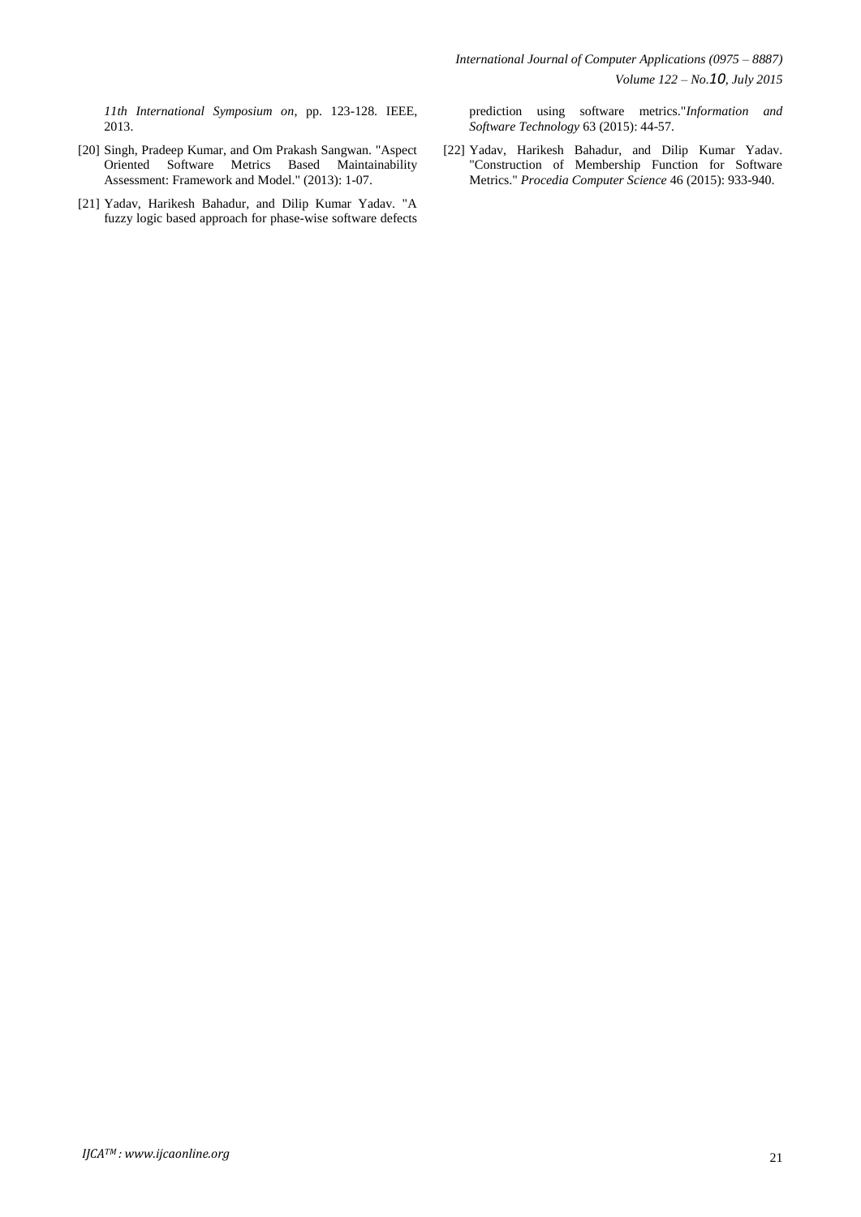*11th International Symposium on*, pp. 123-128. IEEE, 2013.

[20] Singh, Pradeep Kumar, and Om Prakash Sangwan. "Aspect Oriented Software Metrics Based Maintainability Assessment: Framework and Model." (2013): 1-07.

[21] Yadav, Harikesh Bahadur, and Dilip Kumar Yadav. "A fuzzy logic based approach for phase-wise software defects prediction using software metrics."*Information and Software Technology* 63 (2015): 44-57.

[22] Yadav, Harikesh Bahadur, and Dilip Kumar Yadav. "Construction of Membership Function for Software Metrics." *Procedia Computer Science* 46 (2015): 933-940.